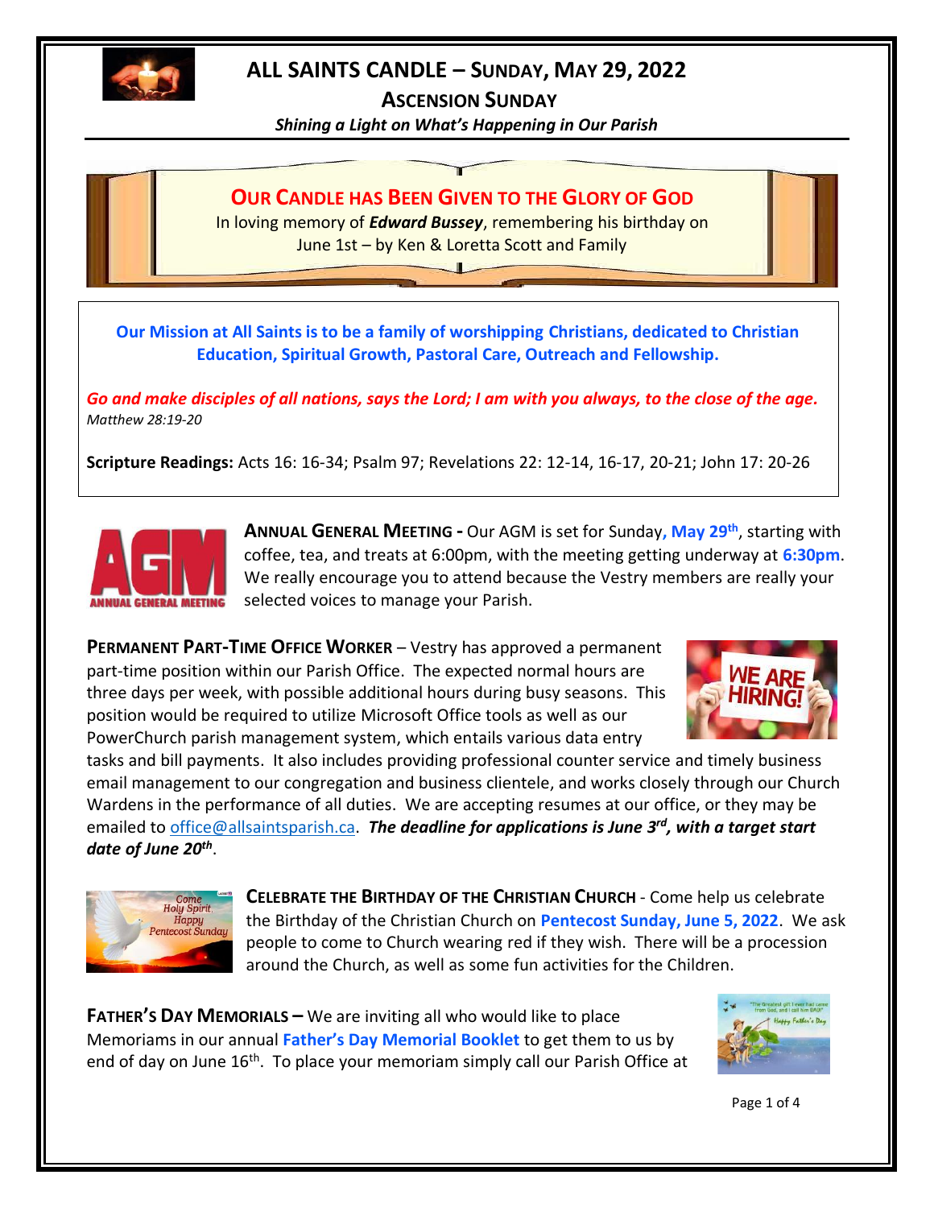# ALL SAINTS CANDLE – SUNDAY, MAY 29, 2022

## ASCENSION SUNDAY

***Shining a Light on What's Happening in Our Parish***

### OUR CANDLE HAS BEEN GIVEN TO THE GLORY OF GOD

In loving memory of ***Edward Bussey***, remembering his birthday on June 1st – by Ken & Loretta Scott and Family

**Our Mission at All Saints is to be a family of worshipping Christians, dedicated to Christian Education, Spiritual Growth, Pastoral Care, Outreach and Fellowship.**

***Go and make disciples of all nations, says the Lord; I am with you always, to the close of the age.***
*Matthew 28:19-20*

**Scripture Readings:** Acts 16: 16-34; Psalm 97; Revelations 22: 12-14, 16-17, 20-21; John 17: 20-26

**ANNUAL GENERAL MEETING -** Our AGM is set for Sunday, **May 29th**, starting with coffee, tea, and treats at 6:00pm, with the meeting getting underway at **6:30pm**. We really encourage you to attend because the Vestry members are really your selected voices to manage your Parish.

**PERMANENT PART-TIME OFFICE WORKER** – Vestry has approved a permanent part-time position within our Parish Office. The expected normal hours are three days per week, with possible additional hours during busy seasons. This position would be required to utilize Microsoft Office tools as well as our PowerChurch parish management system, which entails various data entry tasks and bill payments. It also includes providing professional counter service and timely business email management to our congregation and business clientele, and works closely through our Church Wardens in the performance of all duties. We are accepting resumes at our office, or they may be emailed to office@allsaintsparish.ca. ***The deadline for applications is June 3rd, with a target start date of June 20th***.

**CELEBRATE THE BIRTHDAY OF THE CHRISTIAN CHURCH** - Come help us celebrate the Birthday of the Christian Church on **Pentecost Sunday, June 5, 2022**. We ask people to come to Church wearing red if they wish. There will be a procession around the Church, as well as some fun activities for the Children.

**FATHER'S DAY MEMORIALS –** We are inviting all who would like to place Memoriams in our annual **Father's Day Memorial Booklet** to get them to us by end of day on June 16th. To place your memoriam simply call our Parish Office at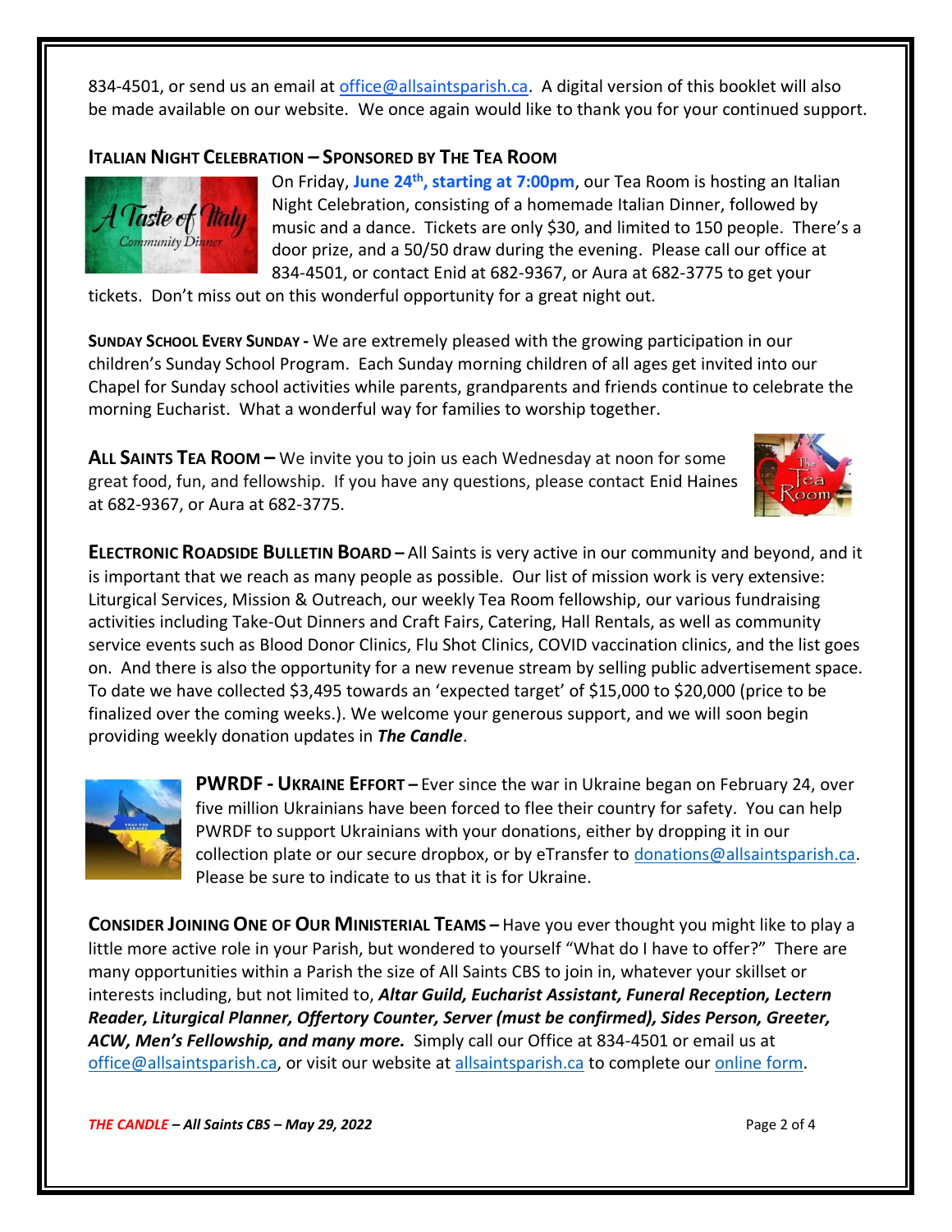834-4501, or send us an email at office@allsaintsparish.ca. A digital version of this booklet will also be made available on our website. We once again would like to thank you for your continued support.

### ITALIAN NIGHT CELEBRATION – SPONSORED BY THE TEA ROOM

On Friday, **June 24th, starting at 7:00pm**, our Tea Room is hosting an Italian Night Celebration, consisting of a homemade Italian Dinner, followed by music and a dance. Tickets are only $30, and limited to 150 people. There's a door prize, and a 50/50 draw during the evening. Please call our office at 834-4501, or contact Enid at 682-9367, or Aura at 682-3775 to get your tickets. Don't miss out on this wonderful opportunity for a great night out.

**SUNDAY SCHOOL EVERY SUNDAY -** We are extremely pleased with the growing participation in our children's Sunday School Program. Each Sunday morning children of all ages get invited into our Chapel for Sunday school activities while parents, grandparents and friends continue to celebrate the morning Eucharist. What a wonderful way for families to worship together.

**ALL SAINTS TEA ROOM –** We invite you to join us each Wednesday at noon for some great food, fun, and fellowship. If you have any questions, please contact Enid Haines at 682-9367, or Aura at 682-3775.

**ELECTRONIC ROADSIDE BULLETIN BOARD –** All Saints is very active in our community and beyond, and it is important that we reach as many people as possible. Our list of mission work is very extensive: Liturgical Services, Mission & Outreach, our weekly Tea Room fellowship, our various fundraising activities including Take-Out Dinners and Craft Fairs, Catering, Hall Rentals, as well as community service events such as Blood Donor Clinics, Flu Shot Clinics, COVID vaccination clinics, and the list goes on. And there is also the opportunity for a new revenue stream by selling public advertisement space. To date we have collected $3,495 towards an 'expected target' of $15,000 to $20,000 (price to be finalized over the coming weeks.). We welcome your generous support, and we will soon begin providing weekly donation updates in ***The Candle***.

**PWRDF - UKRAINE EFFORT –** Ever since the war in Ukraine began on February 24, over five million Ukrainians have been forced to flee their country for safety. You can help PWRDF to support Ukrainians with your donations, either by dropping it in our collection plate or our secure dropbox, or by eTransfer to donations@allsaintsparish.ca. Please be sure to indicate to us that it is for Ukraine.

**CONSIDER JOINING ONE OF OUR MINISTERIAL TEAMS –** Have you ever thought you might like to play a little more active role in your Parish, but wondered to yourself "What do I have to offer?" There are many opportunities within a Parish the size of All Saints CBS to join in, whatever your skillset or interests including, but not limited to, ***Altar Guild, Eucharist Assistant, Funeral Reception, Lectern Reader, Liturgical Planner, Offertory Counter, Server (must be confirmed), Sides Person, Greeter, ACW, Men's Fellowship, and many more.*** Simply call our Office at 834-4501 or email us at office@allsaintsparish.ca, or visit our website at allsaintsparish.ca to complete our online form.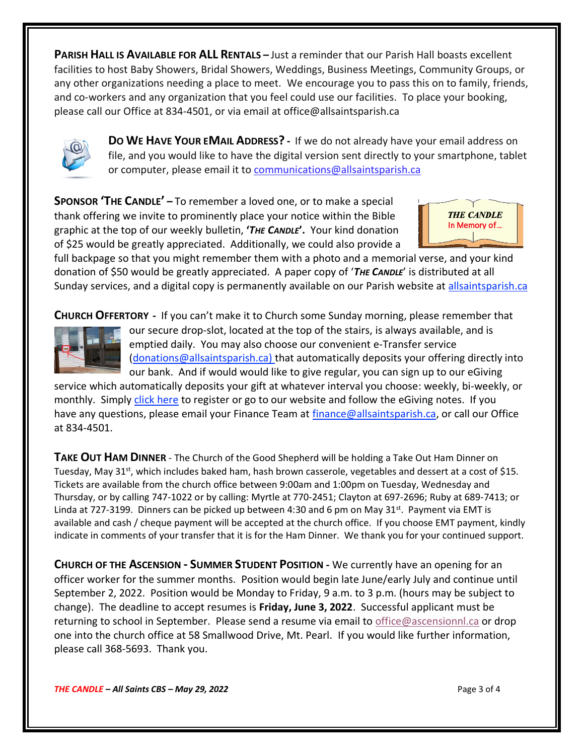**PARISH HALL IS AVAILABLE FOR ALL RENTALS –** Just a reminder that our Parish Hall boasts excellent facilities to host Baby Showers, Bridal Showers, Weddings, Business Meetings, Community Groups, or any other organizations needing a place to meet. We encourage you to pass this on to family, friends, and co-workers and any organization that you feel could use our facilities. To place your booking, please call our Office at 834-4501, or via email at office@allsaintsparish.ca

**DO WE HAVE YOUR EMAIL ADDRESS? -** If we do not already have your email address on file, and you would like to have the digital version sent directly to your smartphone, tablet or computer, please email it to communications@allsaintsparish.ca

**SPONSOR 'THE CANDLE' –** To remember a loved one, or to make a special thank offering we invite to prominently place your notice within the Bible graphic at the top of our weekly bulletin, **'*THE CANDLE*'.** Your kind donation of $25 would be greatly appreciated. Additionally, we could also provide a full backpage so that you might remember them with a photo and a memorial verse, and your kind donation of $50 would be greatly appreciated. A paper copy of '***THE CANDLE***' is distributed at all Sunday services, and a digital copy is permanently available on our Parish website at allsaintsparish.ca

***THE CANDLE***
In Memory of…

**CHURCH OFFERTORY -** If you can't make it to Church some Sunday morning, please remember that our secure drop-slot, located at the top of the stairs, is always available, and is emptied daily. You may also choose our convenient e-Transfer service (donations@allsaintsparish.ca) that automatically deposits your offering directly into our bank. And if would would like to give regular, you can sign up to our eGiving service which automatically deposits your gift at whatever interval you choose: weekly, bi-weekly, or monthly. Simply click here to register or go to our website and follow the eGiving notes. If you have any questions, please email your Finance Team at finance@allsaintsparish.ca, or call our Office at 834-4501.

**TAKE OUT HAM DINNER** - The Church of the Good Shepherd will be holding a Take Out Ham Dinner on Tuesday, May 31st, which includes baked ham, hash brown casserole, vegetables and dessert at a cost of $15. Tickets are available from the church office between 9:00am and 1:00pm on Tuesday, Wednesday and Thursday, or by calling 747-1022 or by calling: Myrtle at 770-2451; Clayton at 697-2696; Ruby at 689-7413; or Linda at 727-3199. Dinners can be picked up between 4:30 and 6 pm on May 31st. Payment via EMT is available and cash / cheque payment will be accepted at the church office. If you choose EMT payment, kindly indicate in comments of your transfer that it is for the Ham Dinner. We thank you for your continued support.

**CHURCH OF THE ASCENSION - SUMMER STUDENT POSITION -** We currently have an opening for an officer worker for the summer months. Position would begin late June/early July and continue until September 2, 2022. Position would be Monday to Friday, 9 a.m. to 3 p.m. (hours may be subject to change). The deadline to accept resumes is **Friday, June 3, 2022**. Successful applicant must be returning to school in September. Please send a resume via email to office@ascensionnl.ca or drop one into the church office at 58 Smallwood Drive, Mt. Pearl. If you would like further information, please call 368-5693. Thank you.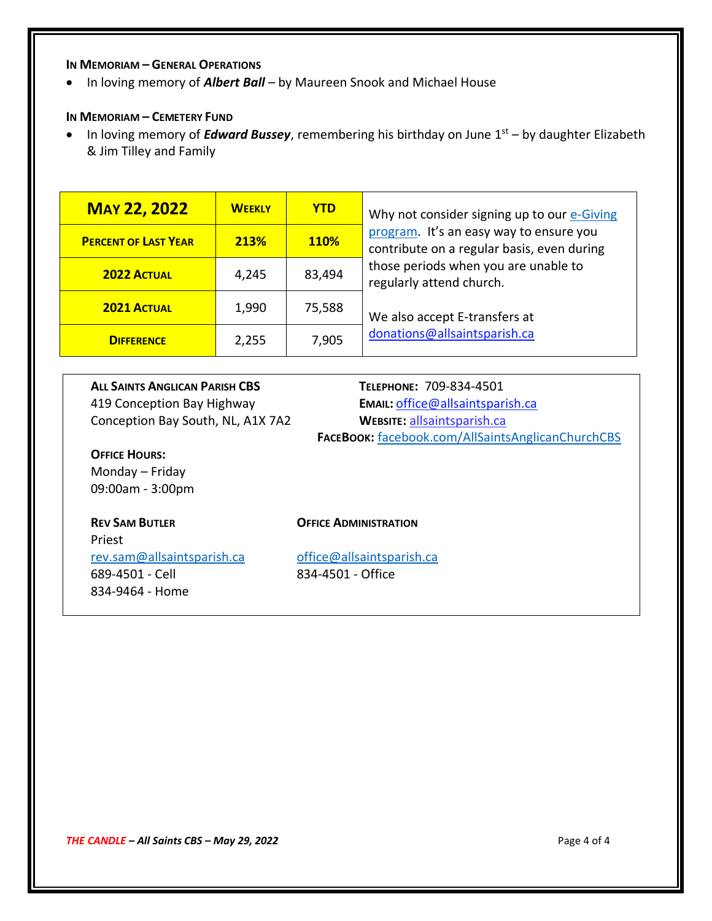### In Memoriam – General Operations

- In loving memory of ***Albert Ball*** – by Maureen Snook and Michael House

### In Memoriam – Cemetery Fund

- In loving memory of ***Edward Bussey***, remembering his birthday on June 1st – by daughter Elizabeth & Jim Tilley and Family

| **May 22, 2022** | **Weekly** | **YTD** |
|---|---|---|
| **Percent of Last Year** | **213%** | **110%** |
| **2022 Actual** | 4,245 | 83,494 |
| **2021 Actual** | 1,990 | 75,588 |
| **Difference** | 2,255 | 7,905 |

Why not consider signing up to our e-Giving program. It's an easy way to ensure you contribute on a regular basis, even during those periods when you are unable to regularly attend church.

We also accept E-transfers at donations@allsaintsparish.ca

**All Saints Anglican Parish CBS**
419 Conception Bay Highway
Conception Bay South, NL, A1X 7A2

**Telephone:** 709-834-4501
**Email:** office@allsaintsparish.ca
**Website:** allsaintsparish.ca
**FaceBook:** facebook.com/AllSaintsAnglicanChurchCBS

**Office Hours:**
Monday – Friday
09:00am - 3:00pm

**Rev Sam Butler**
Priest
rev.sam@allsaintsparish.ca
689-4501 - Cell
834-9464 - Home

**Office Administration**
office@allsaintsparish.ca
834-4501 - Office